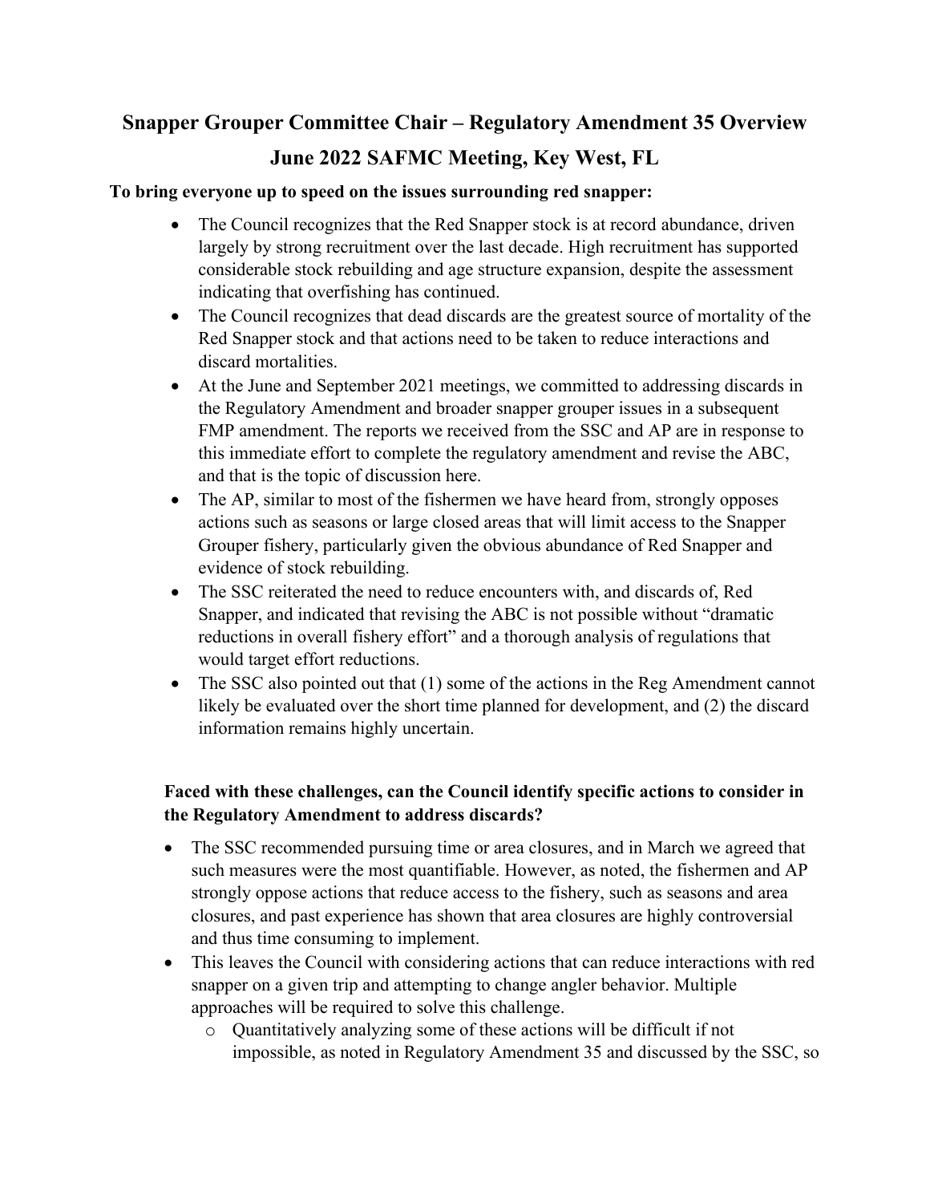# Snapper Grouper Committee Chair – Regulatory Amendment 35 Overview

## June 2022 SAFMC Meeting, Key West, FL

**To bring everyone up to speed on the issues surrounding red snapper:**

- The Council recognizes that the Red Snapper stock is at record abundance, driven largely by strong recruitment over the last decade. High recruitment has supported considerable stock rebuilding and age structure expansion, despite the assessment indicating that overfishing has continued.
- The Council recognizes that dead discards are the greatest source of mortality of the Red Snapper stock and that actions need to be taken to reduce interactions and discard mortalities.
- At the June and September 2021 meetings, we committed to addressing discards in the Regulatory Amendment and broader snapper grouper issues in a subsequent FMP amendment. The reports we received from the SSC and AP are in response to this immediate effort to complete the regulatory amendment and revise the ABC, and that is the topic of discussion here.
- The AP, similar to most of the fishermen we have heard from, strongly opposes actions such as seasons or large closed areas that will limit access to the Snapper Grouper fishery, particularly given the obvious abundance of Red Snapper and evidence of stock rebuilding.
- The SSC reiterated the need to reduce encounters with, and discards of, Red Snapper, and indicated that revising the ABC is not possible without "dramatic reductions in overall fishery effort" and a thorough analysis of regulations that would target effort reductions.
- The SSC also pointed out that (1) some of the actions in the Reg Amendment cannot likely be evaluated over the short time planned for development, and (2) the discard information remains highly uncertain.

**Faced with these challenges, can the Council identify specific actions to consider in the Regulatory Amendment to address discards?**

- The SSC recommended pursuing time or area closures, and in March we agreed that such measures were the most quantifiable. However, as noted, the fishermen and AP strongly oppose actions that reduce access to the fishery, such as seasons and area closures, and past experience has shown that area closures are highly controversial and thus time consuming to implement.
- This leaves the Council with considering actions that can reduce interactions with red snapper on a given trip and attempting to change angler behavior. Multiple approaches will be required to solve this challenge.
  - Quantitatively analyzing some of these actions will be difficult if not impossible, as noted in Regulatory Amendment 35 and discussed by the SSC, so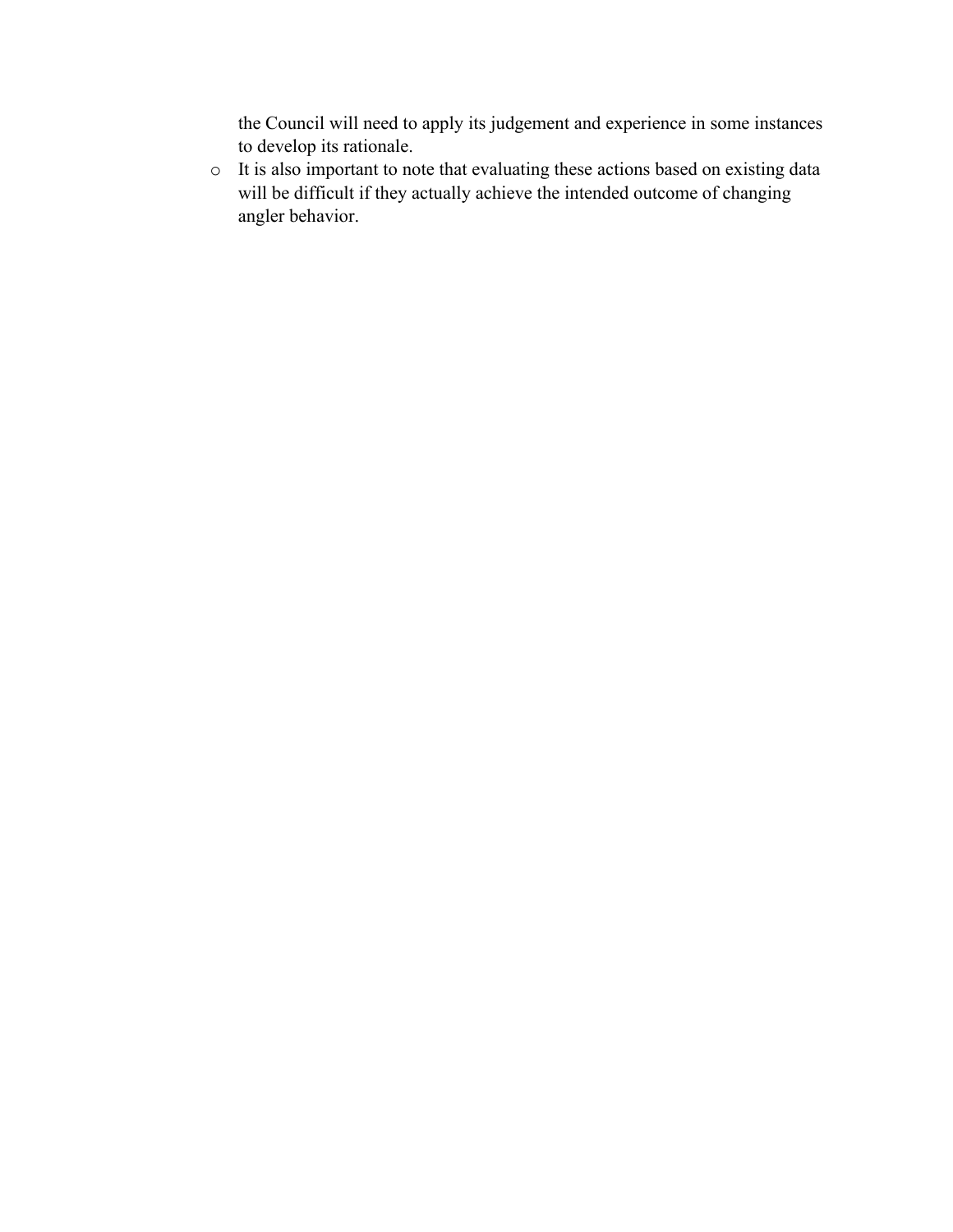the Council will need to apply its judgement and experience in some instances to develop its rationale.

- It is also important to note that evaluating these actions based on existing data will be difficult if they actually achieve the intended outcome of changing angler behavior.